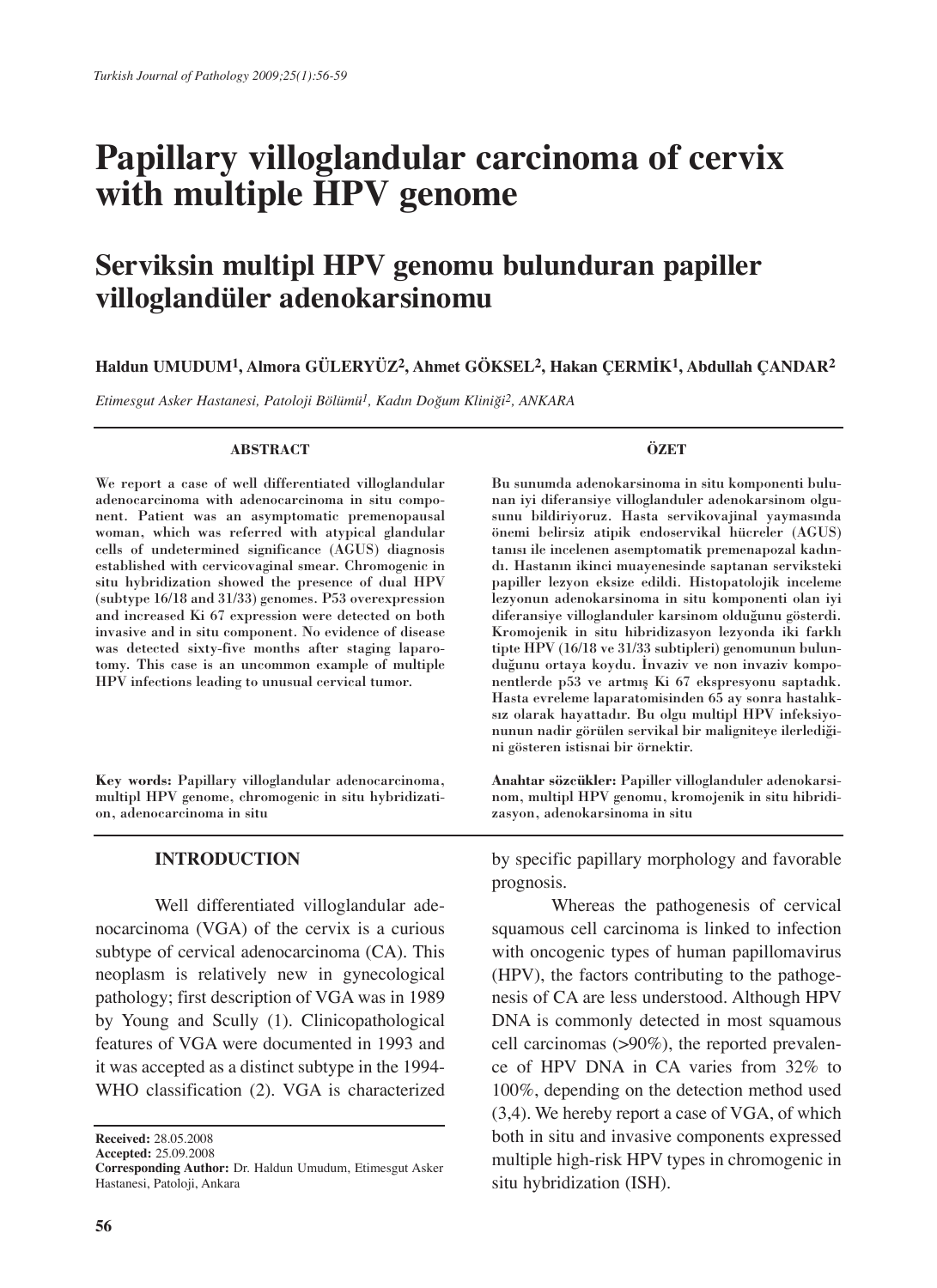# Papillary villoglandular carcinoma of cervix with multiple HPV genome

# Serviksin multipl HPV genomu bulunduran papiller villoglandüler adenokarsinomu

**Haldun UMUDUM[1], Almora GÜLERYÜZ[2], Ahmet GÖKSEL[2], Hakan ÇERMİK[1], Abdullah ÇANDAR[2]**

*Etimesgut Asker Hastanesi, Patoloji Bölümü[1], Kadın Doğum Kliniği[2], ANKARA*

---

### ABSTRACT

We report a case of well differentiated villoglandular adenocarcinoma with adenocarcinoma in situ component. Patient was an asymptomatic premenopausal woman, which was referred with atypical glandular cells of undetermined significance (AGUS) diagnosis established with cervicovaginal smear. Chromogenic in situ hybridization showed the presence of dual HPV (subtype 16/18 and 31/33) genomes. P53 overexpression and increased Ki 67 expression were detected on both invasive and in situ component. No evidence of disease was detected sixty-five months after staging laparotomy. This case is an uncommon example of multiple HPV infections leading to unusual cervical tumor.

**Key words:** Papillary villoglandular adenocarcinoma, multipl HPV genome, chromogenic in situ hybridization, adenocarcinoma in situ

### ÖZET

Bu sunumda adenokarsinoma in situ komponenti bulunan iyi diferansiye villoglanduler adenokarsinom olgusunu bildiriyoruz. Hasta servikovajinal yaymasında önemi belirsiz atipik endoservikal hücreler (AGUS) tanısı ile incelenen asemptomatik premenapozal kadındı. Hastanın ikinci muayenesinde saptanan serviksteki papiller lezyon eksize edildi. Histopatolojik inceleme lezyonun adenokarsinoma in situ komponenti olan iyi diferansiye villoglanduler karsinom olduğunu gösterdi. Kromojenik in situ hibridizasyon lezyonda iki farklı tipte HPV (16/18 ve 31/33 subtipleri) genomunun bulunduğunu ortaya koydu. İnvaziv ve non invaziv komponentlerde p53 ve artmış Ki 67 ekspresyonu saptadık. Hasta evreleme laparatomisinden 65 ay sonra hastalıksız olarak hayattadır. Bu olgu multipl HPV infeksiyonunun nadir görülen servikal bir maligniteye ilerlediğini gösteren istisnai bir örnektir.

**Anahtar sözcükler:** Papiller villoglanduler adenokarsinom, multipl HPV genomu, kromojenik in situ hibridizasyon, adenokarsinoma in situ

---

## INTRODUCTION

Well differentiated villoglandular adenocarcinoma (VGA) of the cervix is a curious subtype of cervical adenocarcinoma (CA). This neoplasm is relatively new in gynecological pathology; first description of VGA was in 1989 by Young and Scully (1). Clinicopathological features of VGA were documented in 1993 and it was accepted as a distinct subtype in the 1994-WHO classification (2). VGA is characterized by specific papillary morphology and favorable prognosis.

Whereas the pathogenesis of cervical squamous cell carcinoma is linked to infection with oncogenic types of human papillomavirus (HPV), the factors contributing to the pathogenesis of CA are less understood. Although HPV DNA is commonly detected in most squamous cell carcinomas (>90%), the reported prevalence of HPV DNA in CA varies from 32% to 100%, depending on the detection method used (3,4). We hereby report a case of VGA, of which both in situ and invasive components expressed multiple high-risk HPV types in chromogenic in situ hybridization (ISH).

**Received:** 28.05.2008
**Accepted:** 25.09.2008
**Corresponding Author:** Dr. Haldun Umudum, Etimesgut Asker Hastanesi, Patoloji, Ankara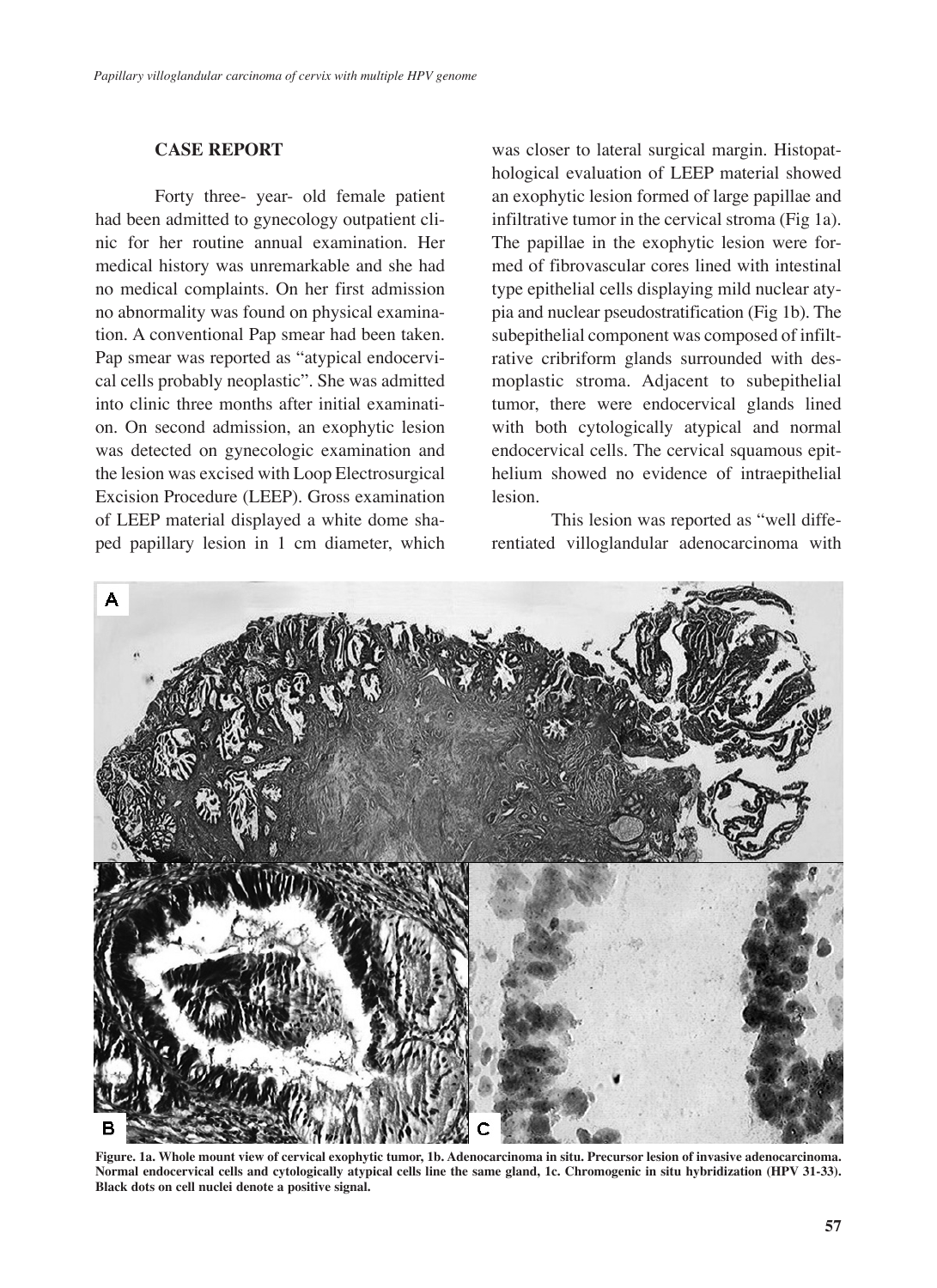## CASE REPORT

Forty three- year- old female patient had been admitted to gynecology outpatient clinic for her routine annual examination. Her medical history was unremarkable and she had no medical complaints. On her first admission no abnormality was found on physical examination. A conventional Pap smear had been taken. Pap smear was reported as "atypical endocervical cells probably neoplastic". She was admitted into clinic three months after initial examination. On second admission, an exophytic lesion was detected on gynecologic examination and the lesion was excised with Loop Electrosurgical Excision Procedure (LEEP). Gross examination of LEEP material displayed a white dome shaped papillary lesion in 1 cm diameter, which was closer to lateral surgical margin. Histopathological evaluation of LEEP material showed an exophytic lesion formed of large papillae and infiltrative tumor in the cervical stroma (Fig 1a). The papillae in the exophytic lesion were formed of fibrovascular cores lined with intestinal type epithelial cells displaying mild nuclear atypia and nuclear pseudostratification (Fig 1b). The subepithelial component was composed of infiltrative cribriform glands surrounded with desmoplastic stroma. Adjacent to subepithelial tumor, there were endocervical glands lined with both cytologically atypical and normal endocervical cells. The cervical squamous epithelium showed no evidence of intraepithelial lesion.

This lesion was reported as "well differentiated villoglandular adenocarcinoma with

**Figure. 1a. Whole mount view of cervical exophytic tumor, 1b. Adenocarcinoma in situ. Precursor lesion of invasive adenocarcinoma. Normal endocervical cells and cytologically atypical cells line the same gland, 1c. Chromogenic in situ hybridization (HPV 31-33). Black dots on cell nuclei denote a positive signal.**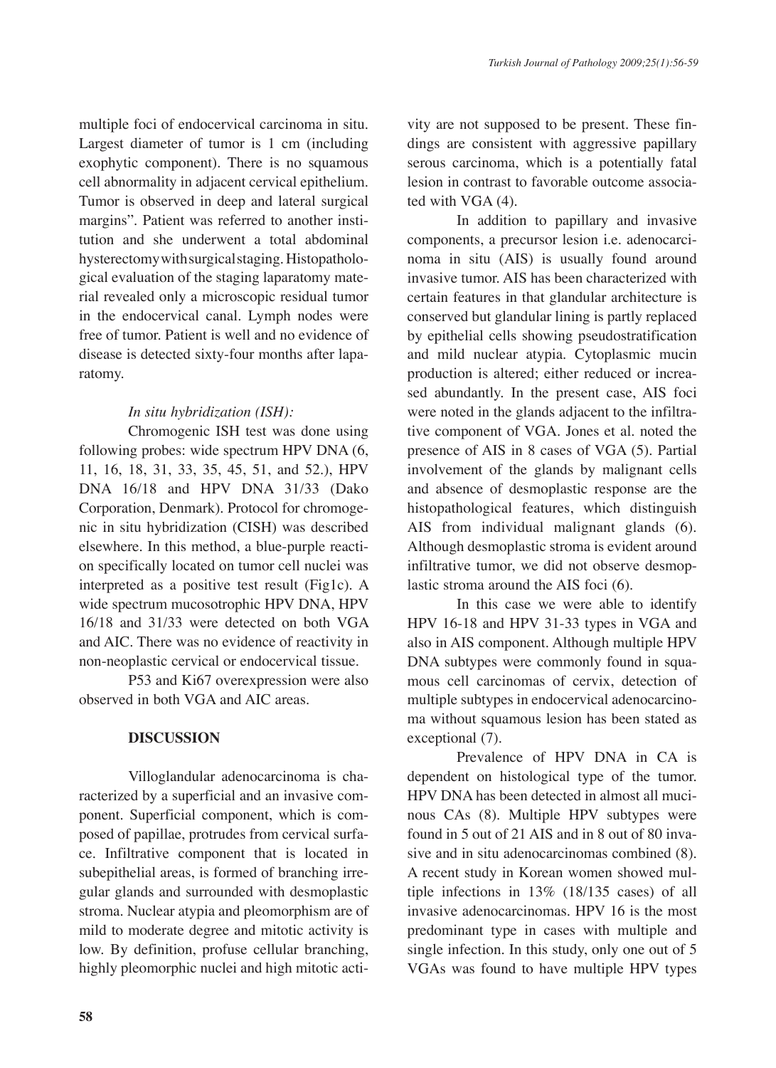multiple foci of endocervical carcinoma in situ. Largest diameter of tumor is 1 cm (including exophytic component). There is no squamous cell abnormality in adjacent cervical epithelium. Tumor is observed in deep and lateral surgical margins". Patient was referred to another institution and she underwent a total abdominal hysterectomy with surgical staging. Histopathological evaluation of the staging laparatomy material revealed only a microscopic residual tumor in the endocervical canal. Lymph nodes were free of tumor. Patient is well and no evidence of disease is detected sixty-four months after laparatomy.

*In situ hybridization (ISH):*

Chromogenic ISH test was done using following probes: wide spectrum HPV DNA (6, 11, 16, 18, 31, 33, 35, 45, 51, and 52.), HPV DNA 16/18 and HPV DNA 31/33 (Dako Corporation, Denmark). Protocol for chromogenic in situ hybridization (CISH) was described elsewhere. In this method, a blue-purple reaction specifically located on tumor cell nuclei was interpreted as a positive test result (Fig1c). A wide spectrum mucosotrophic HPV DNA, HPV 16/18 and 31/33 were detected on both VGA and AIC. There was no evidence of reactivity in non-neoplastic cervical or endocervical tissue.

P53 and Ki67 overexpression were also observed in both VGA and AIC areas.

## DISCUSSION

Villoglandular adenocarcinoma is characterized by a superficial and an invasive component. Superficial component, which is composed of papillae, protrudes from cervical surface. Infiltrative component that is located in subepithelial areas, is formed of branching irregular glands and surrounded with desmoplastic stroma. Nuclear atypia and pleomorphism are of mild to moderate degree and mitotic activity is low. By definition, profuse cellular branching, highly pleomorphic nuclei and high mitotic activity are not supposed to be present. These findings are consistent with aggressive papillary serous carcinoma, which is a potentially fatal lesion in contrast to favorable outcome associated with VGA (4).

In addition to papillary and invasive components, a precursor lesion i.e. adenocarcinoma in situ (AIS) is usually found around invasive tumor. AIS has been characterized with certain features in that glandular architecture is conserved but glandular lining is partly replaced by epithelial cells showing pseudostratification and mild nuclear atypia. Cytoplasmic mucin production is altered; either reduced or increased abundantly. In the present case, AIS foci were noted in the glands adjacent to the infiltrative component of VGA. Jones et al. noted the presence of AIS in 8 cases of VGA (5). Partial involvement of the glands by malignant cells and absence of desmoplastic response are the histopathological features, which distinguish AIS from individual malignant glands (6). Although desmoplastic stroma is evident around infiltrative tumor, we did not observe desmoplastic stroma around the AIS foci (6).

In this case we were able to identify HPV 16-18 and HPV 31-33 types in VGA and also in AIS component. Although multiple HPV DNA subtypes were commonly found in squamous cell carcinomas of cervix, detection of multiple subtypes in endocervical adenocarcinoma without squamous lesion has been stated as exceptional (7).

Prevalence of HPV DNA in CA is dependent on histological type of the tumor. HPV DNA has been detected in almost all mucinous CAs (8). Multiple HPV subtypes were found in 5 out of 21 AIS and in 8 out of 80 invasive and in situ adenocarcinomas combined (8). A recent study in Korean women showed multiple infections in 13% (18/135 cases) of all invasive adenocarcinomas. HPV 16 is the most predominant type in cases with multiple and single infection. In this study, only one out of 5 VGAs was found to have multiple HPV types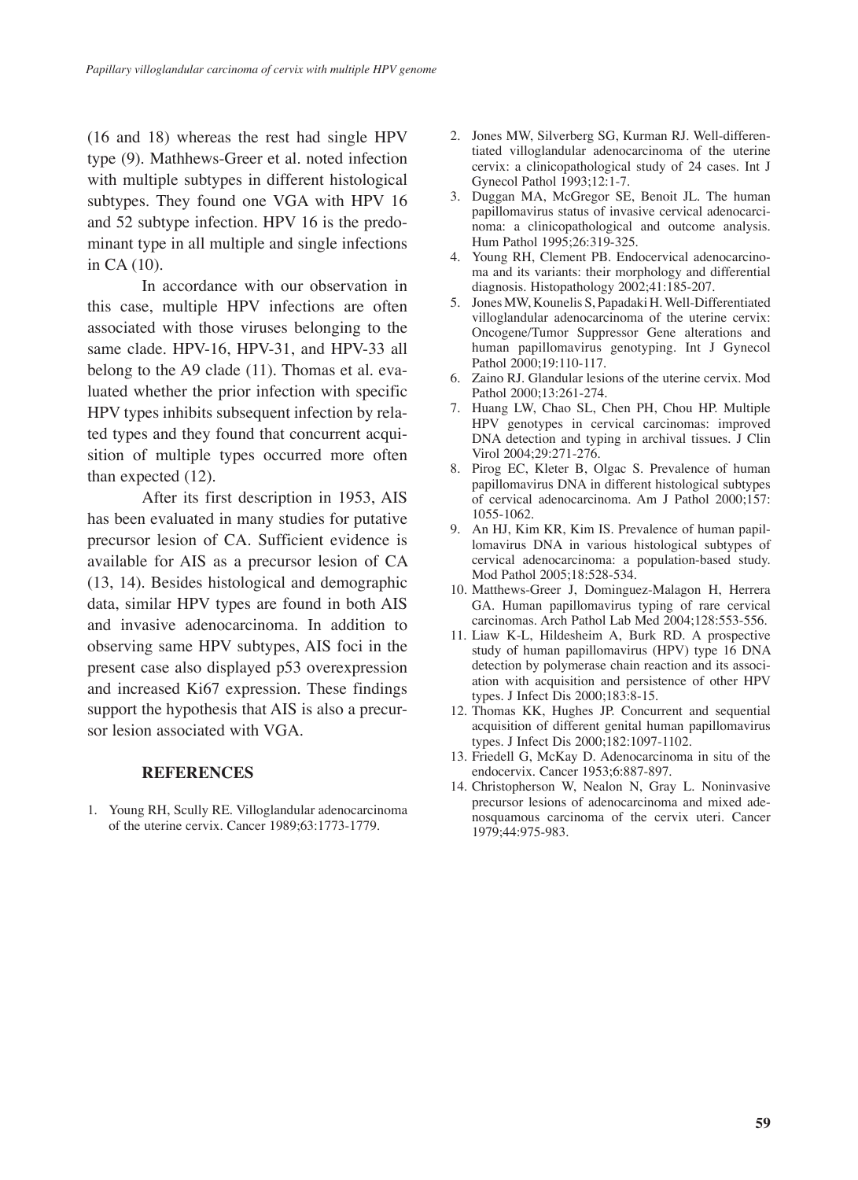(16 and 18) whereas the rest had single HPV type (9). Mathhews-Greer et al. noted infection with multiple subtypes in different histological subtypes. They found one VGA with HPV 16 and 52 subtype infection. HPV 16 is the predominant type in all multiple and single infections in CA (10).

In accordance with our observation in this case, multiple HPV infections are often associated with those viruses belonging to the same clade. HPV-16, HPV-31, and HPV-33 all belong to the A9 clade (11). Thomas et al. evaluated whether the prior infection with specific HPV types inhibits subsequent infection by related types and they found that concurrent acquisition of multiple types occurred more often than expected (12).

After its first description in 1953, AIS has been evaluated in many studies for putative precursor lesion of CA. Sufficient evidence is available for AIS as a precursor lesion of CA (13, 14). Besides histological and demographic data, similar HPV types are found in both AIS and invasive adenocarcinoma. In addition to observing same HPV subtypes, AIS foci in the present case also displayed p53 overexpression and increased Ki67 expression. These findings support the hypothesis that AIS is also a precursor lesion associated with VGA.

## REFERENCES

1. Young RH, Scully RE. Villoglandular adenocarcinoma of the uterine cervix. Cancer 1989;63:1773-1779.
2. Jones MW, Silverberg SG, Kurman RJ. Well-differentiated villoglandular adenocarcinoma of the uterine cervix: a clinicopathological study of 24 cases. Int J Gynecol Pathol 1993;12:1-7.
3. Duggan MA, McGregor SE, Benoit JL. The human papillomavirus status of invasive cervical adenocarcinoma: a clinicopathological and outcome analysis. Hum Pathol 1995;26:319-325.
4. Young RH, Clement PB. Endocervical adenocarcinoma and its variants: their morphology and differential diagnosis. Histopathology 2002;41:185-207.
5. Jones MW, Kounelis S, Papadaki H. Well-Differentiated villoglandular adenocarcinoma of the uterine cervix: Oncogene/Tumor Suppressor Gene alterations and human papillomavirus genotyping. Int J Gynecol Pathol 2000;19:110-117.
6. Zaino RJ. Glandular lesions of the uterine cervix. Mod Pathol 2000;13:261-274.
7. Huang LW, Chao SL, Chen PH, Chou HP. Multiple HPV genotypes in cervical carcinomas: improved DNA detection and typing in archival tissues. J Clin Virol 2004;29:271-276.
8. Pirog EC, Kleter B, Olgac S. Prevalence of human papillomavirus DNA in different histological subtypes of cervical adenocarcinoma. Am J Pathol 2000;157: 1055-1062.
9. An HJ, Kim KR, Kim IS. Prevalence of human papillomavirus DNA in various histological subtypes of cervical adenocarcinoma: a population-based study. Mod Pathol 2005;18:528-534.
10. Matthews-Greer J, Dominguez-Malagon H, Herrera GA. Human papillomavirus typing of rare cervical carcinomas. Arch Pathol Lab Med 2004;128:553-556.
11. Liaw K-L, Hildesheim A, Burk RD. A prospective study of human papillomavirus (HPV) type 16 DNA detection by polymerase chain reaction and its association with acquisition and persistence of other HPV types. J Infect Dis 2000;183:8-15.
12. Thomas KK, Hughes JP. Concurrent and sequential acquisition of different genital human papillomavirus types. J Infect Dis 2000;182:1097-1102.
13. Friedell G, McKay D. Adenocarcinoma in situ of the endocervix. Cancer 1953;6:887-897.
14. Christopherson W, Nealon N, Gray L. Noninvasive precursor lesions of adenocarcinoma and mixed adenosquamous carcinoma of the cervix uteri. Cancer 1979;44:975-983.